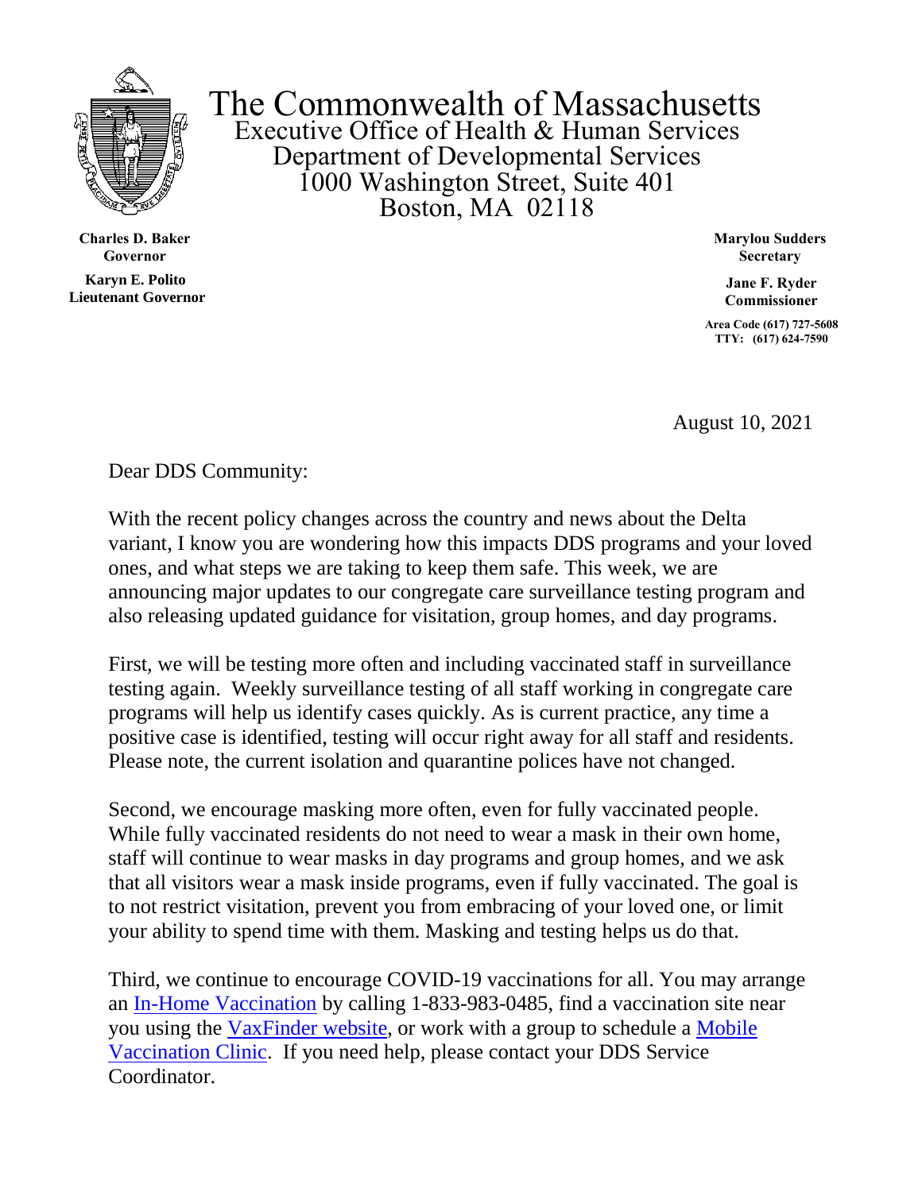# The Commonwealth of Massachusetts

Executive Office of Health & Human Services
Department of Developmental Services
1000 Washington Street, Suite 401
Boston, MA 02118

**Charles D. Baker**
**Governor**

**Karyn E. Polito**
**Lieutenant Governor**

**Marylou Sudders**
**Secretary**

**Jane F. Ryder**
**Commissioner**

**Area Code (617) 727-5608**
**TTY: (617) 624-7590**

August 10, 2021

Dear DDS Community:

With the recent policy changes across the country and news about the Delta variant, I know you are wondering how this impacts DDS programs and your loved ones, and what steps we are taking to keep them safe. This week, we are announcing major updates to our congregate care surveillance testing program and also releasing updated guidance for visitation, group homes, and day programs.

First, we will be testing more often and including vaccinated staff in surveillance testing again. Weekly surveillance testing of all staff working in congregate care programs will help us identify cases quickly. As is current practice, any time a positive case is identified, testing will occur right away for all staff and residents. Please note, the current isolation and quarantine polices have not changed.

Second, we encourage masking more often, even for fully vaccinated people. While fully vaccinated residents do not need to wear a mask in their own home, staff will continue to wear masks in day programs and group homes, and we ask that all visitors wear a mask inside programs, even if fully vaccinated. The goal is to not restrict visitation, prevent you from embracing of your loved one, or limit your ability to spend time with them. Masking and testing helps us do that.

Third, we continue to encourage COVID-19 vaccinations for all. You may arrange an In-Home Vaccination by calling 1-833-983-0485, find a vaccination site near you using the VaxFinder website, or work with a group to schedule a Mobile Vaccination Clinic. If you need help, please contact your DDS Service Coordinator.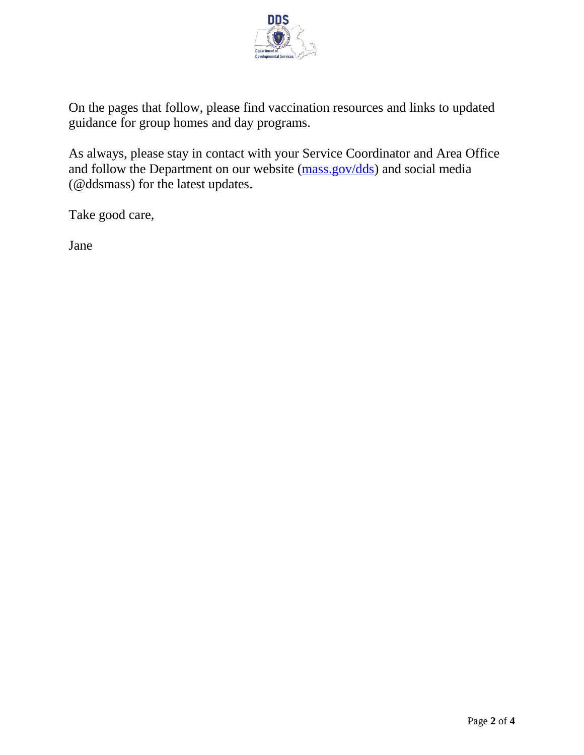On the pages that follow, please find vaccination resources and links to updated guidance for group homes and day programs.

As always, please stay in contact with your Service Coordinator and Area Office and follow the Department on our website ([mass.gov/dds](mass.gov/dds)) and social media (@ddsmass) for the latest updates.

Take good care,

Jane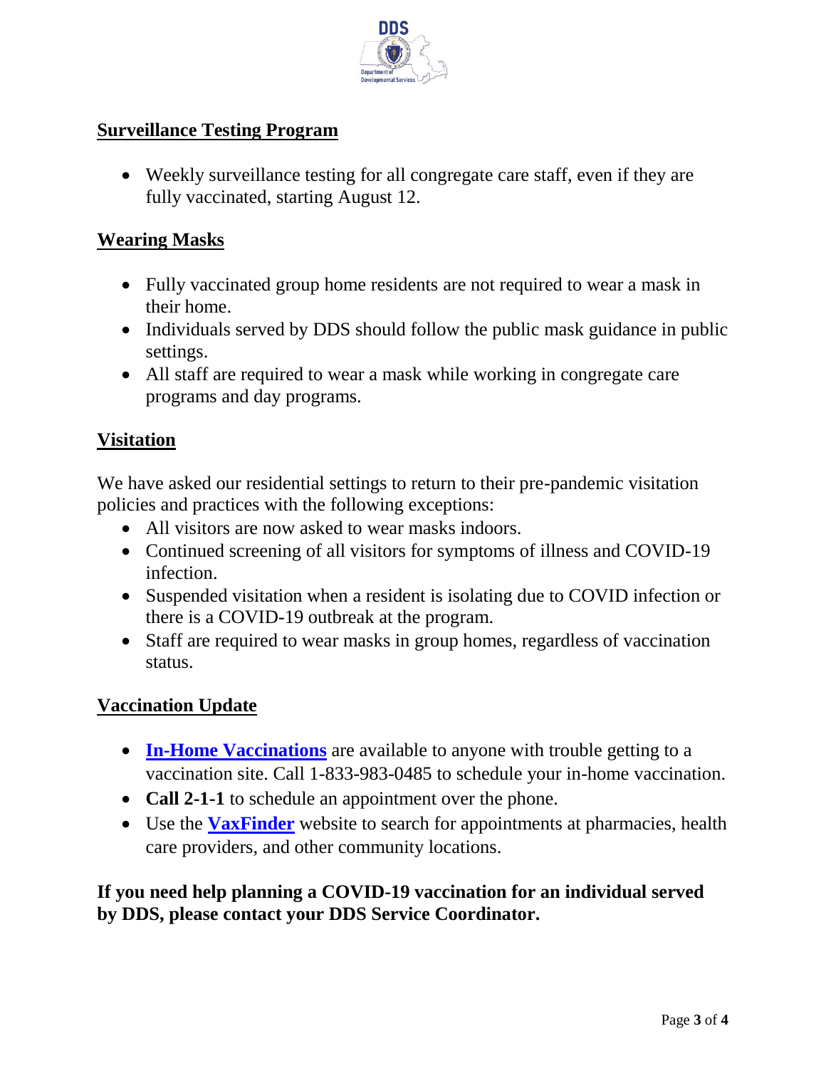## Surveillance Testing Program

- Weekly surveillance testing for all congregate care staff, even if they are fully vaccinated, starting August 12.

## Wearing Masks

- Fully vaccinated group home residents are not required to wear a mask in their home.
- Individuals served by DDS should follow the public mask guidance in public settings.
- All staff are required to wear a mask while working in congregate care programs and day programs.

## Visitation

We have asked our residential settings to return to their pre-pandemic visitation policies and practices with the following exceptions:

- All visitors are now asked to wear masks indoors.
- Continued screening of all visitors for symptoms of illness and COVID-19 infection.
- Suspended visitation when a resident is isolating due to COVID infection or there is a COVID-19 outbreak at the program.
- Staff are required to wear masks in group homes, regardless of vaccination status.

## Vaccination Update

- **In-Home Vaccinations** are available to anyone with trouble getting to a vaccination site. Call 1-833-983-0485 to schedule your in-home vaccination.
- **Call 2-1-1** to schedule an appointment over the phone.
- Use the **VaxFinder** website to search for appointments at pharmacies, health care providers, and other community locations.

**If you need help planning a COVID-19 vaccination for an individual served by DDS, please contact your DDS Service Coordinator.**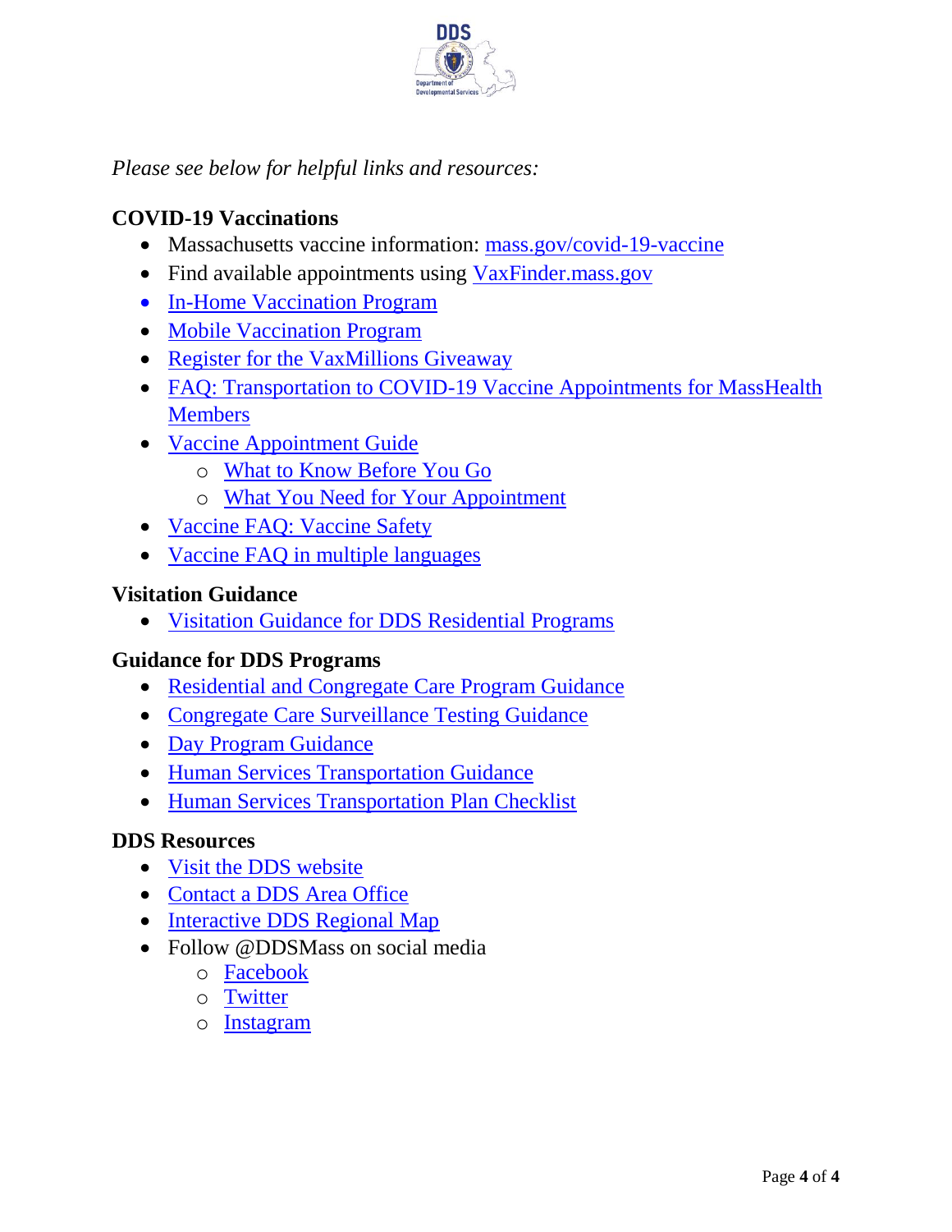*Please see below for helpful links and resources:*

**COVID-19 Vaccinations**

- Massachusetts vaccine information: mass.gov/covid-19-vaccine
- Find available appointments using VaxFinder.mass.gov
- In-Home Vaccination Program
- Mobile Vaccination Program
- Register for the VaxMillions Giveaway
- FAQ: Transportation to COVID-19 Vaccine Appointments for MassHealth Members
- Vaccine Appointment Guide
  - What to Know Before You Go
  - What You Need for Your Appointment
- Vaccine FAQ: Vaccine Safety
- Vaccine FAQ in multiple languages

**Visitation Guidance**

- Visitation Guidance for DDS Residential Programs

**Guidance for DDS Programs**

- Residential and Congregate Care Program Guidance
- Congregate Care Surveillance Testing Guidance
- Day Program Guidance
- Human Services Transportation Guidance
- Human Services Transportation Plan Checklist

**DDS Resources**

- Visit the DDS website
- Contact a DDS Area Office
- Interactive DDS Regional Map
- Follow @DDSMass on social media
  - Facebook
  - Twitter
  - Instagram